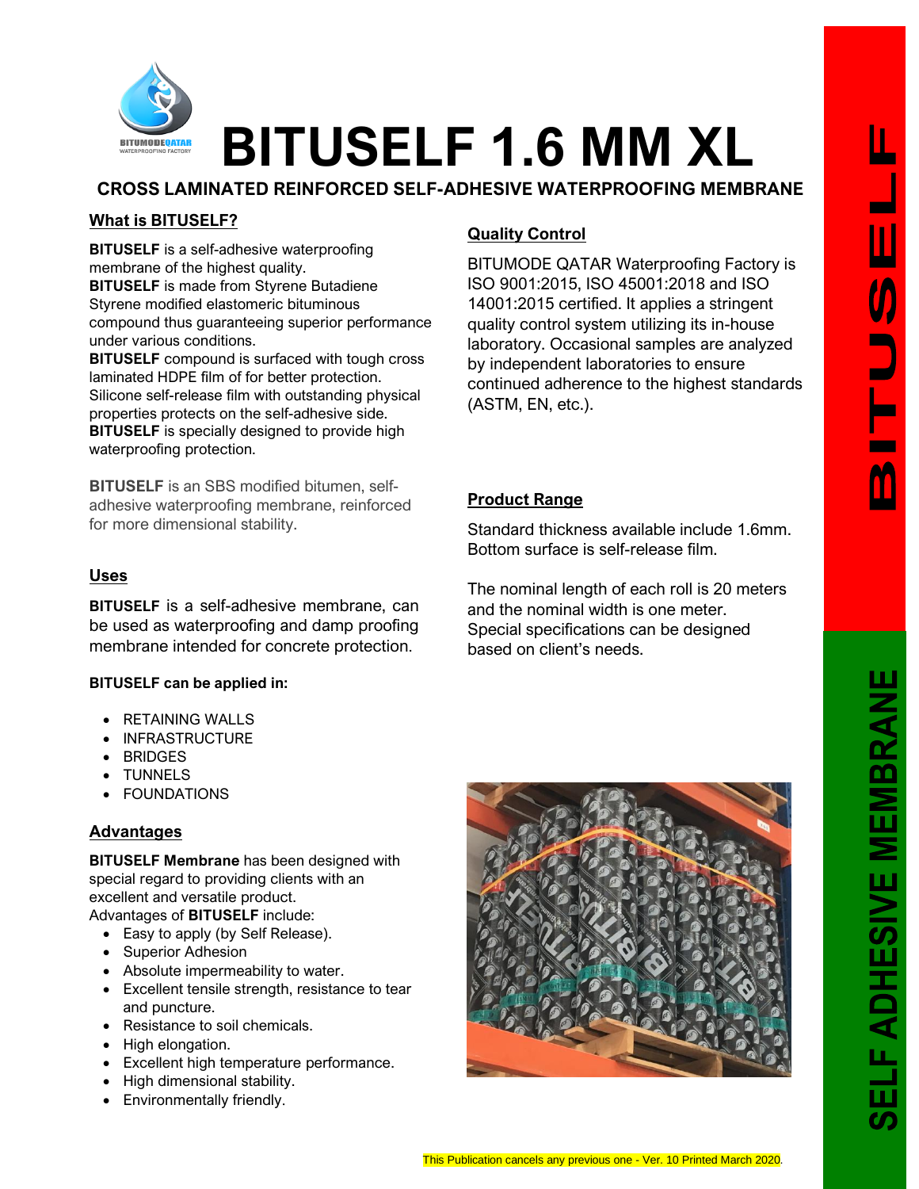# BITUSELF 1.6 MM XL

## CROSS LAMINATED REINFORCED SELF-ADHESIVE WATERPROOFING MEMBRANE

### What is BITUSELF?

**BITUSELF** is a self-adhesive waterproofing membrane of the highest quality.
**BITUSELF** is made from Styrene Butadiene Styrene modified elastomeric bituminous compound thus guaranteeing superior performance under various conditions.
**BITUSELF** compound is surfaced with tough cross laminated HDPE film of for better protection. Silicone self-release film with outstanding physical properties protects on the self-adhesive side.
**BITUSELF** is specially designed to provide high waterproofing protection.

**BITUSELF** is an SBS modified bitumen, self-adhesive waterproofing membrane, reinforced for more dimensional stability.

### Uses

**BITUSELF** is a self-adhesive membrane, can be used as waterproofing and damp proofing membrane intended for concrete protection.

**BITUSELF can be applied in:**

- RETAINING WALLS
- INFRASTRUCTURE
- BRIDGES
- TUNNELS
- FOUNDATIONS

### Advantages

**BITUSELF Membrane** has been designed with special regard to providing clients with an excellent and versatile product.
Advantages of **BITUSELF** include:

- Easy to apply (by Self Release).
- Superior Adhesion
- Absolute impermeability to water.
- Excellent tensile strength, resistance to tear and puncture.
- Resistance to soil chemicals.
- High elongation.
- Excellent high temperature performance.
- High dimensional stability.
- Environmentally friendly.

### Quality Control

BITUMODE QATAR Waterproofing Factory is ISO 9001:2015, ISO 45001:2018 and ISO 14001:2015 certified. It applies a stringent quality control system utilizing its in-house laboratory. Occasional samples are analyzed by independent laboratories to ensure continued adherence to the highest standards (ASTM, EN, etc.).

### Product Range

Standard thickness available include 1.6mm. Bottom surface is self-release film.

The nominal length of each roll is 20 meters and the nominal width is one meter.
Special specifications can be designed based on client's needs.

This Publication cancels any previous one - Ver. 10 Printed March 2020.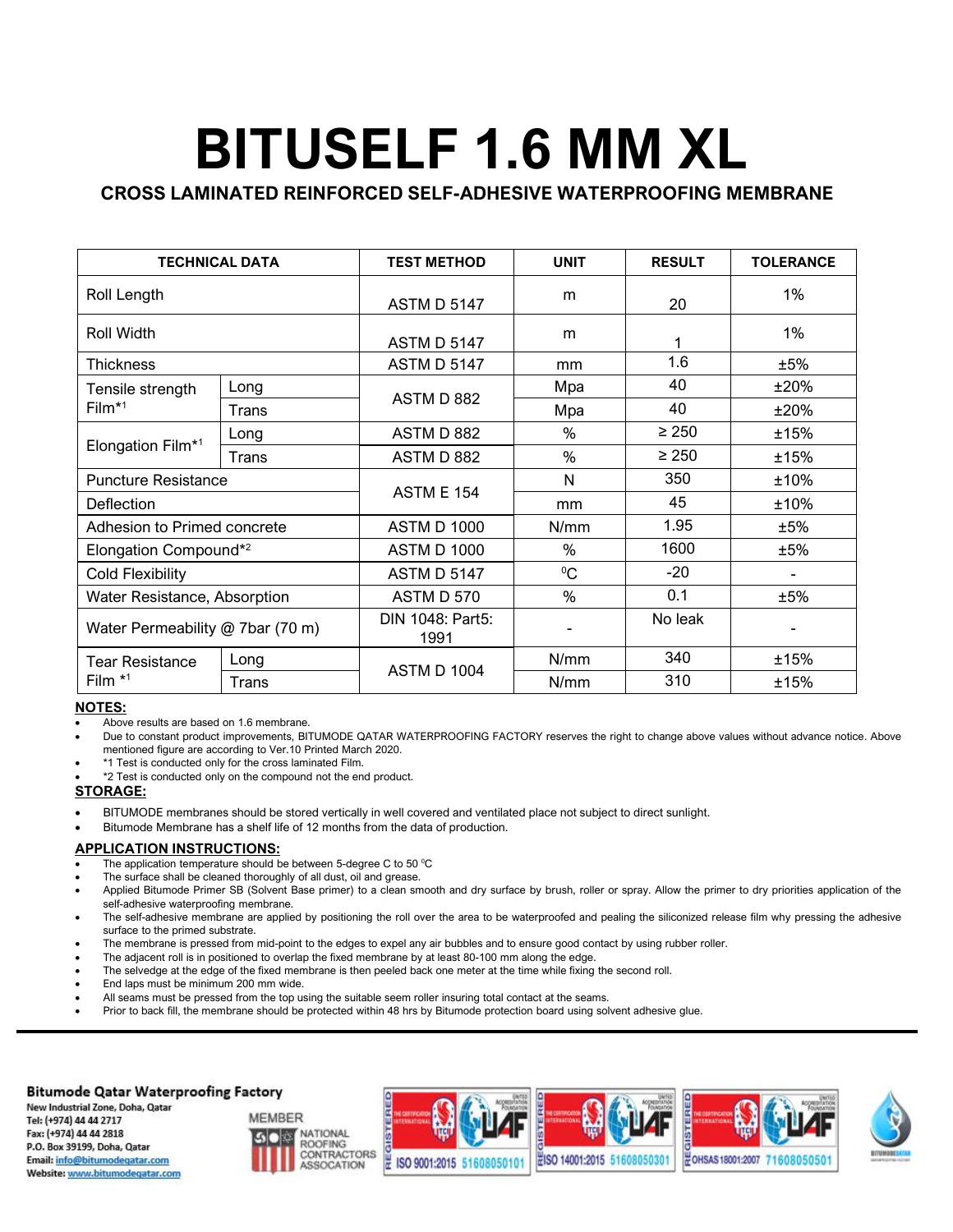# BITUSELF 1.6 MM XL

## CROSS LAMINATED REINFORCED SELF-ADHESIVE WATERPROOFING MEMBRANE

| TECHNICAL DATA | | TEST METHOD | UNIT | RESULT | TOLERANCE |
|---|---|---|---|---|---|
| Roll Length | | ASTM D 5147 | m | 20 | 1% |
| Roll Width | | ASTM D 5147 | m | 1 | 1% |
| Thickness | | ASTM D 5147 | mm | 1.6 | ±5% |
| Tensile strength Film*1 | Long | ASTM D 882 | Mpa | 40 | ±20% |
| | Trans | | Mpa | 40 | ±20% |
| Elongation Film*1 | Long | ASTM D 882 | % | ≥ 250 | ±15% |
| | Trans | ASTM D 882 | % | ≥ 250 | ±15% |
| Puncture Resistance | | ASTM E 154 | N | 350 | ±10% |
| Deflection | | | mm | 45 | ±10% |
| Adhesion to Primed concrete | | ASTM D 1000 | N/mm | 1.95 | ±5% |
| Elongation Compound*2 | | ASTM D 1000 | % | 1600 | ±5% |
| Cold Flexibility | | ASTM D 5147 | $^{0}C$ | -20 | - |
| Water Resistance, Absorption | | ASTM D 570 | % | 0.1 | ±5% |
| Water Permeability @ 7bar (70 m) | | DIN 1048: Part5: 1991 | - | No leak | - |
| Tear Resistance Film *1 | Long | ASTM D 1004 | N/mm | 340 | ±15% |
| | Trans | | N/mm | 310 | ±15% |

**NOTES:**

- Above results are based on 1.6 membrane.
- Due to constant product improvements, BITUMODE QATAR WATERPROOFING FACTORY reserves the right to change above values without advance notice. Above mentioned figure are according to Ver.10 Printed March 2020.
- *1 Test is conducted only for the cross laminated Film.
- *2 Test is conducted only on the compound not the end product.

**STORAGE:**

- BITUMODE membranes should be stored vertically in well covered and ventilated place not subject to direct sunlight.
- Bitumode Membrane has a shelf life of 12 months from the data of production.

**APPLICATION INSTRUCTIONS:**

- The application temperature should be between 5-degree C to 50 $^{0}C$
- The surface shall be cleaned thoroughly of all dust, oil and grease.
- Applied Bitumode Primer SB (Solvent Base primer) to a clean smooth and dry surface by brush, roller or spray. Allow the primer to dry priorities application of the self-adhesive waterproofing membrane.
- The self-adhesive membrane are applied by positioning the roll over the area to be waterproofed and pealing the siliconized release film why pressing the adhesive surface to the primed substrate.
- The membrane is pressed from mid-point to the edges to expel any air bubbles and to ensure good contact by using rubber roller.
- The adjacent roll is in positioned to overlap the fixed membrane by at least 80-100 mm along the edge.
- The selvedge at the edge of the fixed membrane is then peeled back one meter at the time while fixing the second roll.
- End laps must be minimum 200 mm wide.
- All seams must be pressed from the top using the suitable seem roller insuring total contact at the seams.
- Prior to back fill, the membrane should be protected within 48 hrs by Bitumode protection board using solvent adhesive glue.

**Bitumode Qatar Waterproofing Factory**
New Industrial Zone, Doha, Qatar
Tel: (+974) 44 44 2717
Fax: (+974) 44 44 2818
P.O. Box 39199, Doha, Qatar
Email: info@bitumodeqatar.com
Website: www.bitumodeqatar.com

MEMBER NATIONAL ROOFING CONTRACTORS ASSOCATION

ISO 9001:2015 51608050101
ISO 14001:2015 51608050301
OHSAS 18001:2007 71608050501